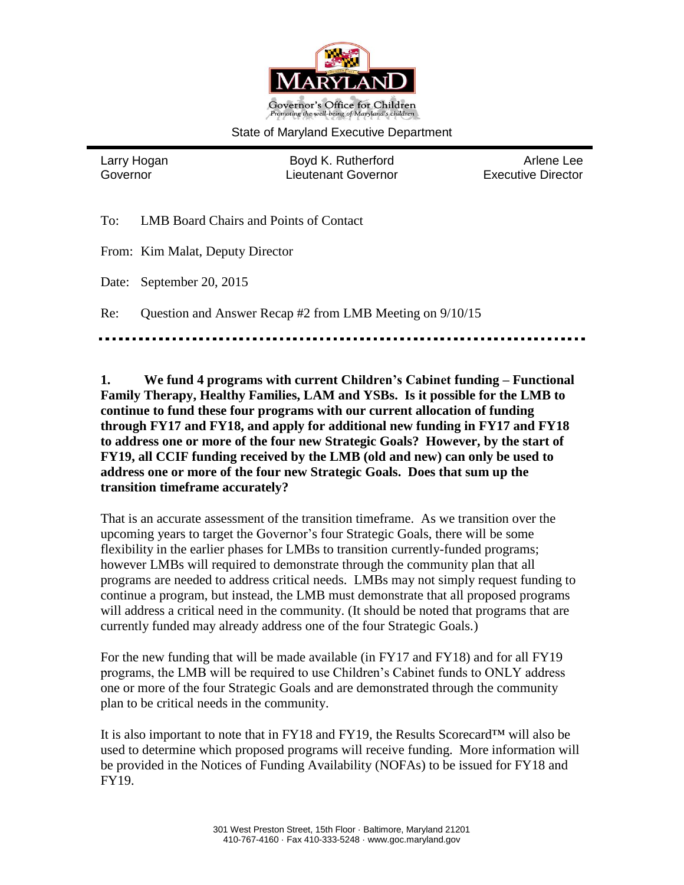Governor's Office for Children

*Promoting the well-being of Maryland's children*

State of Maryland Executive Department

| Larry Hogan | Boyd K. Rutherford | Arlene Lee |
| --- | --- | --- |
| Governor | Lieutenant Governor | Executive Director |

To: LMB Board Chairs and Points of Contact

From: Kim Malat, Deputy Director

Date: September 20, 2015

Re: Question and Answer Recap #2 from LMB Meeting on 9/10/15

**1. We fund 4 programs with current Children's Cabinet funding – Functional Family Therapy, Healthy Families, LAM and YSBs. Is it possible for the LMB to continue to fund these four programs with our current allocation of funding through FY17 and FY18, and apply for additional new funding in FY17 and FY18 to address one or more of the four new Strategic Goals? However, by the start of FY19, all CCIF funding received by the LMB (old and new) can only be used to address one or more of the four new Strategic Goals. Does that sum up the transition timeframe accurately?**

That is an accurate assessment of the transition timeframe. As we transition over the upcoming years to target the Governor's four Strategic Goals, there will be some flexibility in the earlier phases for LMBs to transition currently-funded programs; however LMBs will required to demonstrate through the community plan that all programs are needed to address critical needs. LMBs may not simply request funding to continue a program, but instead, the LMB must demonstrate that all proposed programs will address a critical need in the community. (It should be noted that programs that are currently funded may already address one of the four Strategic Goals.)

For the new funding that will be made available (in FY17 and FY18) and for all FY19 programs, the LMB will be required to use Children's Cabinet funds to ONLY address one or more of the four Strategic Goals and are demonstrated through the community plan to be critical needs in the community.

It is also important to note that in FY18 and FY19, the Results Scorecard™ will also be used to determine which proposed programs will receive funding. More information will be provided in the Notices of Funding Availability (NOFAs) to be issued for FY18 and FY19.

301 West Preston Street, 15th Floor · Baltimore, Maryland 21201
410-767-4160 · Fax 410-333-5248 · www.goc.maryland.gov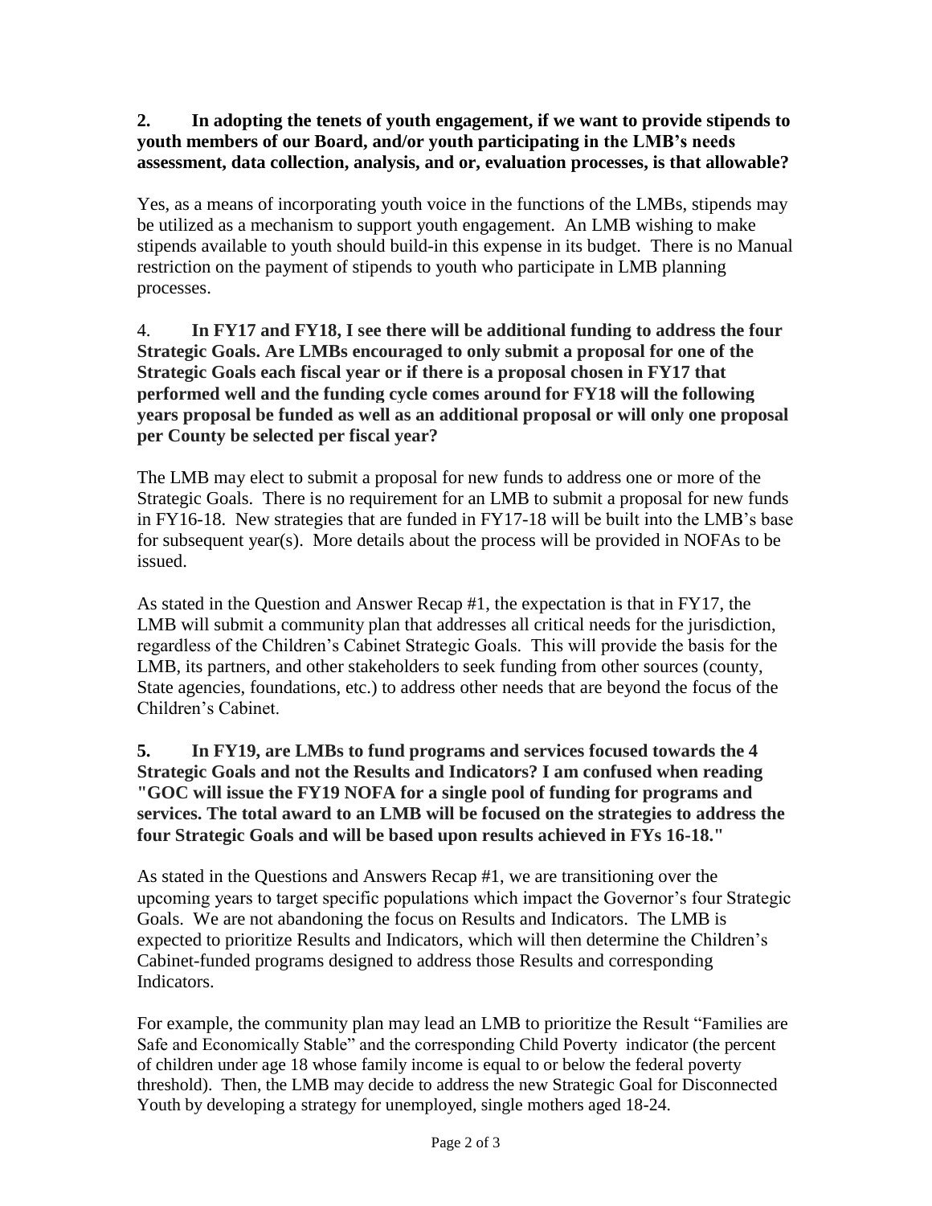**2. In adopting the tenets of youth engagement, if we want to provide stipends to youth members of our Board, and/or youth participating in the LMB's needs assessment, data collection, analysis, and or, evaluation processes, is that allowable?**

Yes, as a means of incorporating youth voice in the functions of the LMBs, stipends may be utilized as a mechanism to support youth engagement. An LMB wishing to make stipends available to youth should build-in this expense in its budget. There is no Manual restriction on the payment of stipends to youth who participate in LMB planning processes.

4. **In FY17 and FY18, I see there will be additional funding to address the four Strategic Goals. Are LMBs encouraged to only submit a proposal for one of the Strategic Goals each fiscal year or if there is a proposal chosen in FY17 that performed well and the funding cycle comes around for FY18 will the following years proposal be funded as well as an additional proposal or will only one proposal per County be selected per fiscal year?**

The LMB may elect to submit a proposal for new funds to address one or more of the Strategic Goals. There is no requirement for an LMB to submit a proposal for new funds in FY16-18. New strategies that are funded in FY17-18 will be built into the LMB's base for subsequent year(s). More details about the process will be provided in NOFAs to be issued.

As stated in the Question and Answer Recap #1, the expectation is that in FY17, the LMB will submit a community plan that addresses all critical needs for the jurisdiction, regardless of the Children's Cabinet Strategic Goals. This will provide the basis for the LMB, its partners, and other stakeholders to seek funding from other sources (county, State agencies, foundations, etc.) to address other needs that are beyond the focus of the Children's Cabinet.

**5. In FY19, are LMBs to fund programs and services focused towards the 4 Strategic Goals and not the Results and Indicators? I am confused when reading "GOC will issue the FY19 NOFA for a single pool of funding for programs and services. The total award to an LMB will be focused on the strategies to address the four Strategic Goals and will be based upon results achieved in FYs 16-18."**

As stated in the Questions and Answers Recap #1, we are transitioning over the upcoming years to target specific populations which impact the Governor's four Strategic Goals. We are not abandoning the focus on Results and Indicators. The LMB is expected to prioritize Results and Indicators, which will then determine the Children's Cabinet-funded programs designed to address those Results and corresponding Indicators.

For example, the community plan may lead an LMB to prioritize the Result "Families are Safe and Economically Stable" and the corresponding Child Poverty indicator (the percent of children under age 18 whose family income is equal to or below the federal poverty threshold). Then, the LMB may decide to address the new Strategic Goal for Disconnected Youth by developing a strategy for unemployed, single mothers aged 18-24.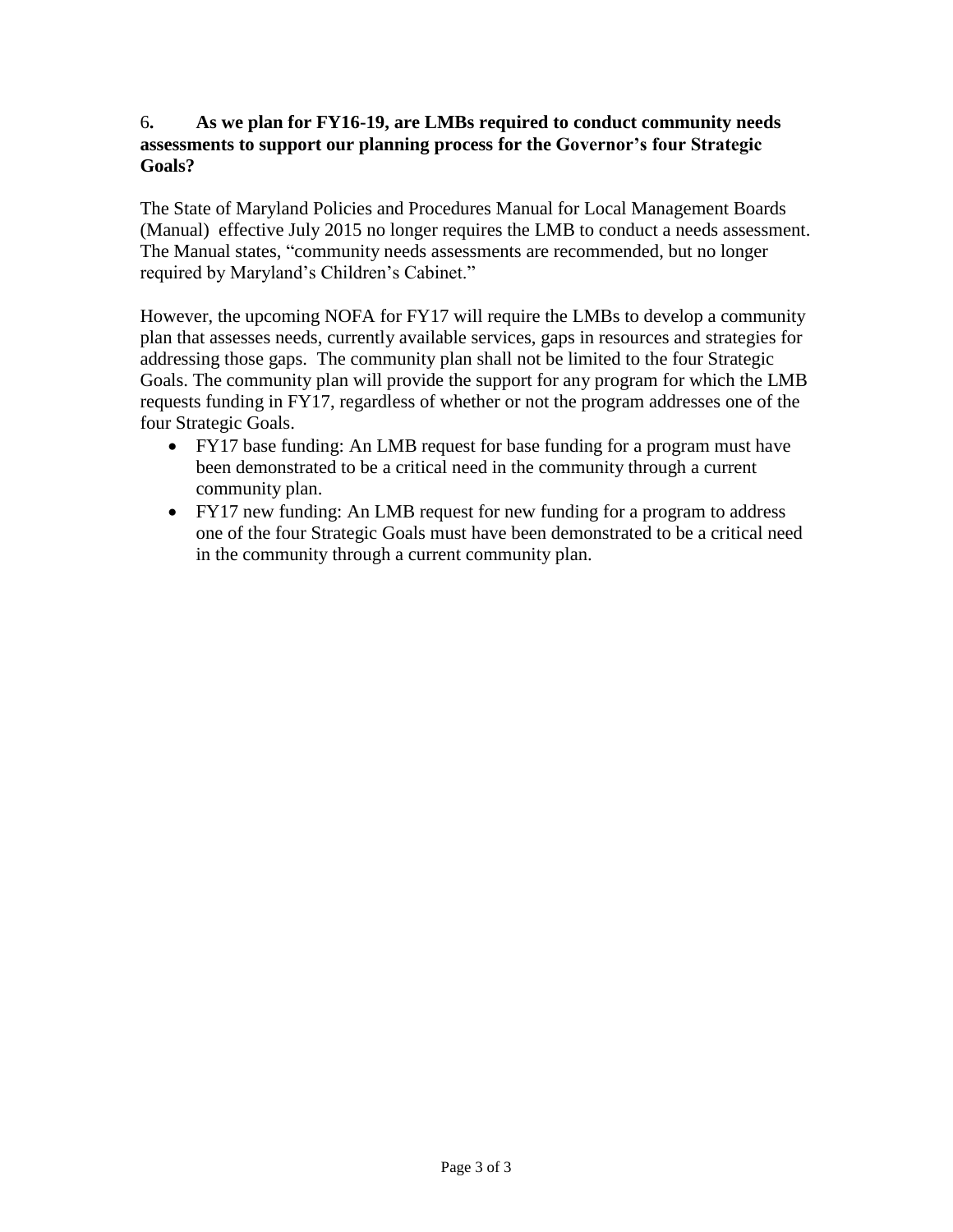**6. As we plan for FY16-19, are LMBs required to conduct community needs assessments to support our planning process for the Governor's four Strategic Goals?**

The State of Maryland Policies and Procedures Manual for Local Management Boards (Manual) effective July 2015 no longer requires the LMB to conduct a needs assessment. The Manual states, "community needs assessments are recommended, but no longer required by Maryland's Children's Cabinet."

However, the upcoming NOFA for FY17 will require the LMBs to develop a community plan that assesses needs, currently available services, gaps in resources and strategies for addressing those gaps. The community plan shall not be limited to the four Strategic Goals. The community plan will provide the support for any program for which the LMB requests funding in FY17, regardless of whether or not the program addresses one of the four Strategic Goals.

- FY17 base funding: An LMB request for base funding for a program must have been demonstrated to be a critical need in the community through a current community plan.
- FY17 new funding: An LMB request for new funding for a program to address one of the four Strategic Goals must have been demonstrated to be a critical need in the community through a current community plan.